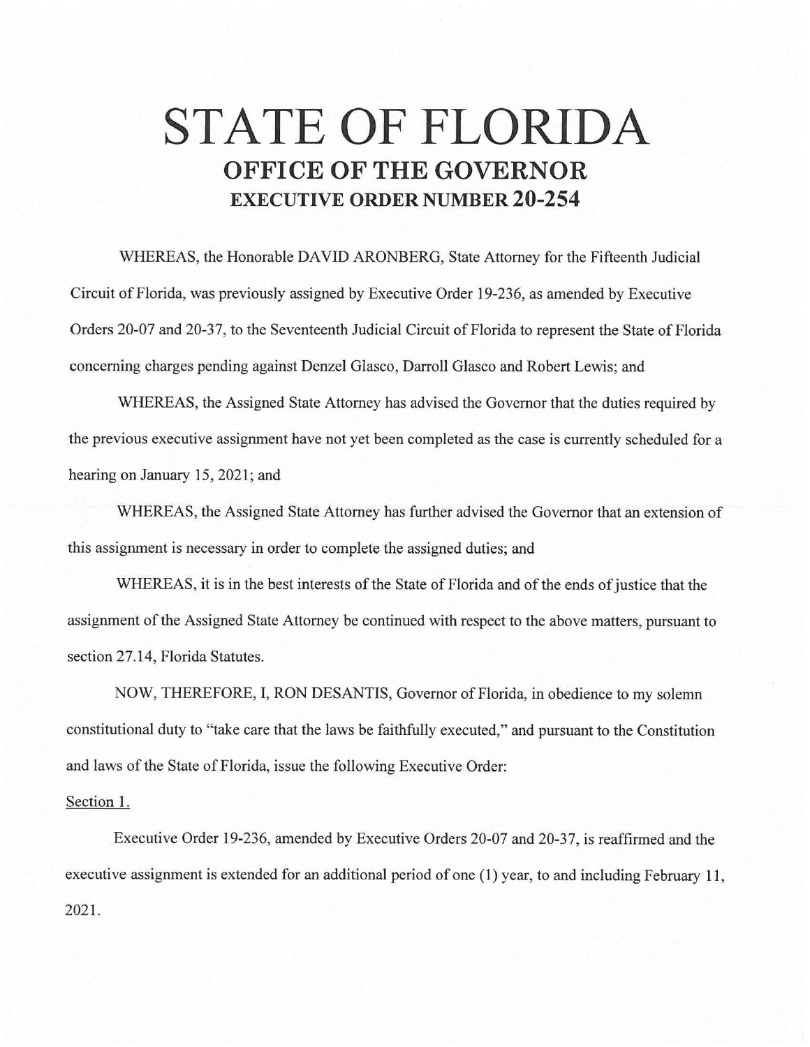# STATE OF FLORIDA

## OFFICE OF THE GOVERNOR

### EXECUTIVE ORDER NUMBER 20-254

WHEREAS, the Honorable DAVID ARONBERG, State Attorney for the Fifteenth Judicial Circuit of Florida, was previously assigned by Executive Order 19-236, as amended by Executive Orders 20-07 and 20-37, to the Seventeenth Judicial Circuit of Florida to represent the State of Florida concerning charges pending against Denzel Glasco, Darroll Glasco and Robert Lewis; and

WHEREAS, the Assigned State Attorney has advised the Governor that the duties required by the previous executive assignment have not yet been completed as the case is currently scheduled for a hearing on January 15, 2021; and

WHEREAS, the Assigned State Attorney has further advised the Governor that an extension of this assignment is necessary in order to complete the assigned duties; and

WHEREAS, it is in the best interests of the State of Florida and of the ends of justice that the assignment of the Assigned State Attorney be continued with respect to the above matters, pursuant to section 27.14, Florida Statutes.

NOW, THEREFORE, I, RON DESANTIS, Governor of Florida, in obedience to my solemn constitutional duty to "take care that the laws be faithfully executed," and pursuant to the Constitution and laws of the State of Florida, issue the following Executive Order:

Section 1.

Executive Order 19-236, amended by Executive Orders 20-07 and 20-37, is reaffirmed and the executive assignment is extended for an additional period of one (1) year, to and including February 11, 2021.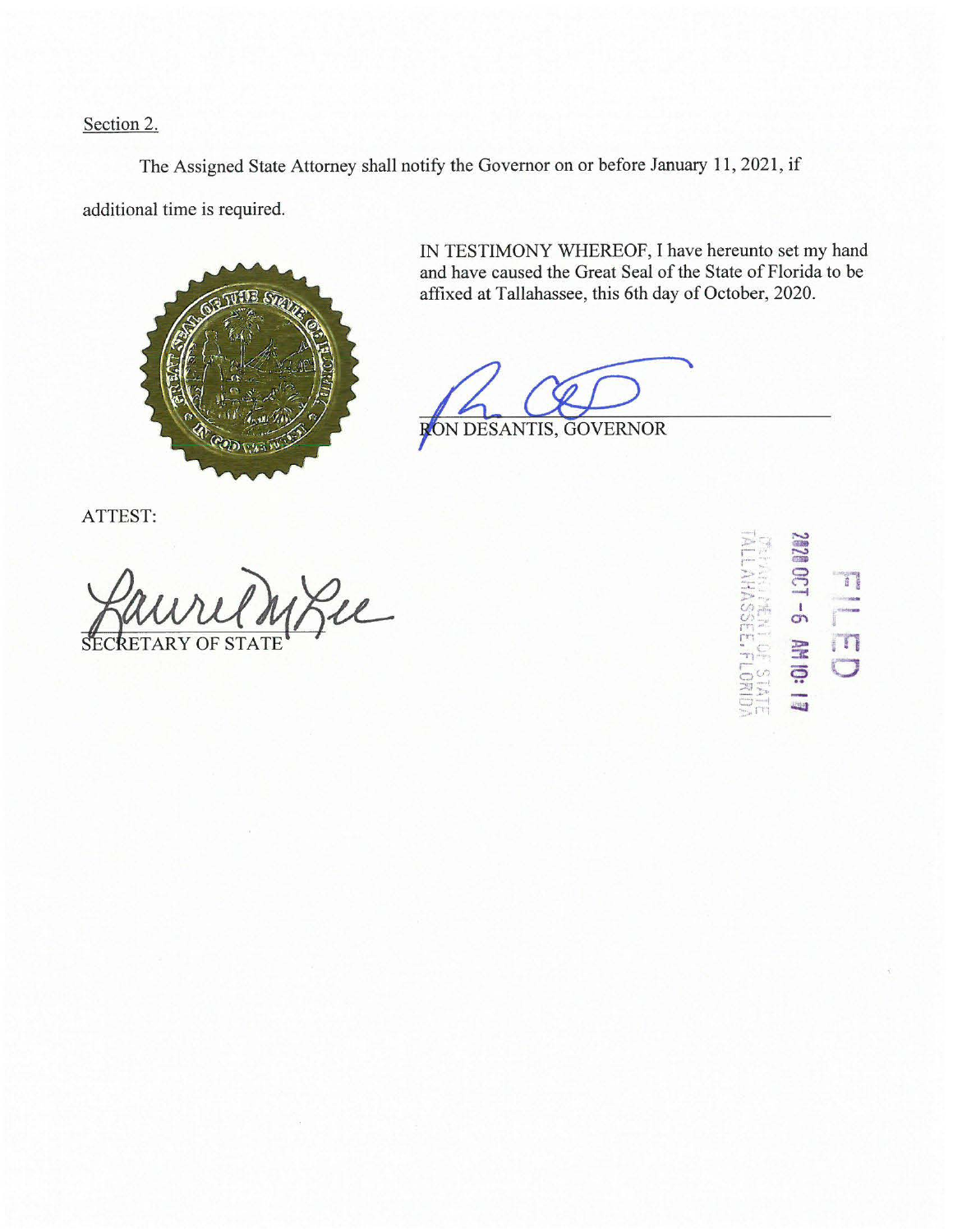Section 2.

The Assigned State Attorney shall notify the Governor on or before January 11, 2021, if additional time is required.

IN TESTIMONY WHEREOF, I have hereunto set my hand and have caused the Great Seal of the State of Florida to be affixed at Tallahassee, this 6th day of October, 2020.

RON DESANTIS, GOVERNOR

ATTEST:

SECRETARY OF STATE

FILED

2020 OCT -6 AM 10: 17

DEPARTMENT OF STATE
TALLAHASSEE, FLORIDA